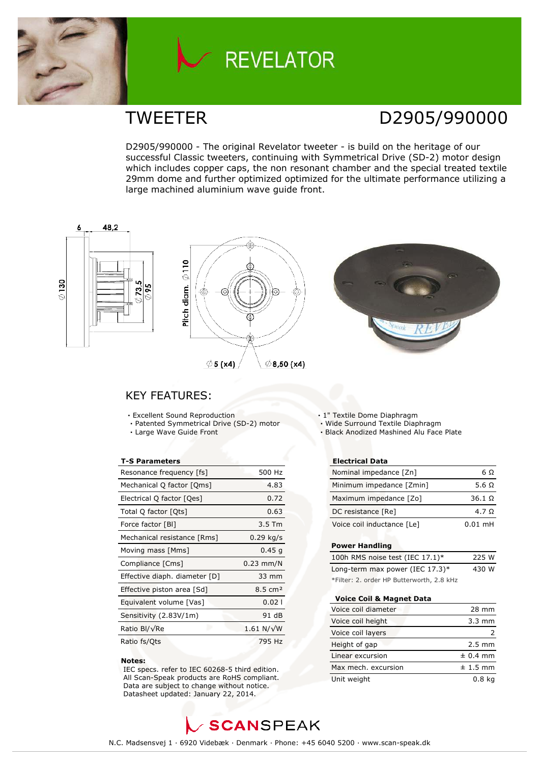# REVELATOR

## TWEETER

## D2905/990000

D2905/990000 - The original Revelator tweeter - is build on the heritage of our successful Classic tweeters, continuing with Symmetrical Drive (SD-2) motor design which includes copper caps, the non resonant chamber and the special treated textile 29mm dome and further optimized optimized for the ultimate performance utilizing a large machined aluminium wave guide front.

## KEY FEATURES:

- Excellent Sound Reproduction
- Patented Symmetrical Drive (SD-2) motor
- Large Wave Guide Front
- 1" Textile Dome Diaphragm
- Wide Surround Textile Diaphragm
- Black Anodized Mashined Alu Face Plate

| T-S Parameters | |
|---|---|
| Resonance frequency [fs] | 500 Hz |
| Mechanical Q factor [Qms] | 4.83 |
| Electrical Q factor [Qes] | 0.72 |
| Total Q factor [Qts] | 0.63 |
| Force factor [Bl] | 3.5 Tm |
| Mechanical resistance [Rms] | 0.29 kg/s |
| Moving mass [Mms] | 0.45 g |
| Compliance [Cms] | 0.23 mm/N |
| Effective diaph. diameter [D] | 33 mm |
| Effective piston area [Sd] | 8.5 cm² |
| Equivalent volume [Vas] | 0.02 l |
| Sensitivity (2.83V/1m) | 91 dB |
| Ratio Bl/√Re | 1.61 N/√W |
| Ratio fs/Qts | 795 Hz |

**Notes:**
IEC specs. refer to IEC 60268-5 third edition.
All Scan-Speak products are RoHS compliant.
Data are subject to change without notice.
Datasheet updated: January 22, 2014.

| Electrical Data | |
|---|---|
| Nominal impedance [Zn] | 6 Ω |
| Minimum impedance [Zmin] | 5.6 Ω |
| Maximum impedance [Zo] | 36.1 Ω |
| DC resistance [Re] | 4.7 Ω |
| Voice coil inductance [Le] | 0.01 mH |

| Power Handling | |
|---|---|
| 100h RMS noise test (IEC 17.1)* | 225 W |
| Long-term max power (IEC 17.3)* | 430 W |

*Filter: 2. order HP Butterworth, 2.8 kHz

| Voice Coil & Magnet Data | |
|---|---|
| Voice coil diameter | 28 mm |
| Voice coil height | 3.3 mm |
| Voice coil layers | 2 |
| Height of gap | 2.5 mm |
| Linear excursion | ± 0.4 mm |
| Max mech. excursion | ± 1.5 mm |
| Unit weight | 0.8 kg |

SCANSPEAK

N.C. Madsensvej 1 · 6920 Videbæk · Denmark · Phone: +45 6040 5200 · www.scan-speak.dk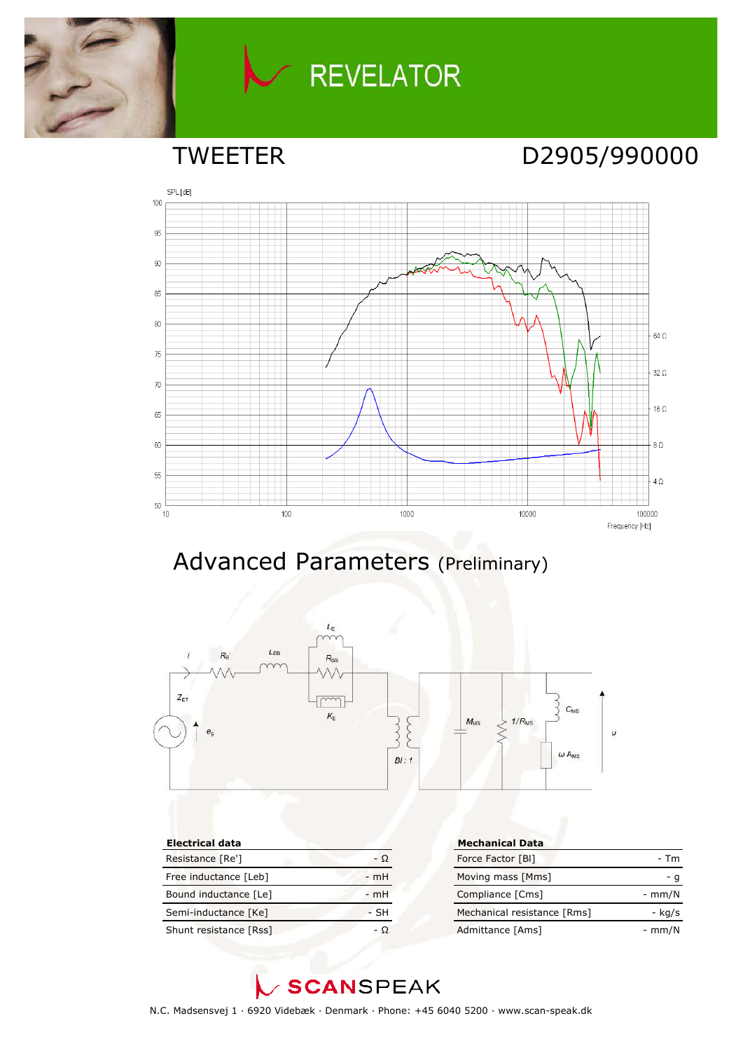REVELATOR

# TWEETER

# D2905/990000

SPL [dB]

100
95
90
85
80
75
70
65
60
55
50

64 Ω
32 Ω
16 Ω
8 Ω
4 Ω

10
100
1000
10000
100000

Frequency [Hz]

## Advanced Parameters (Preliminary)

$L_E$
$R_E'$
$L_{EB}$
$R_{SS}$
$K_E$
$i$
$Z_{ET}$
$e_g$
$Bl : 1$
$M_{MS}$
$1/R_{MS}$
$C_{MS}$
$\omega A_{MS}$
$u$

| Electrical data | |
|---|---|
| Resistance [Re'] | - Ω |
| Free inductance [Leb] | - mH |
| Bound inductance [Le] | - mH |
| Semi-inductance [Ke] | - SH |
| Shunt resistance [Rss] | - Ω |

| Mechanical Data | |
|---|---|
| Force Factor [Bl] | - Tm |
| Moving mass [Mms] | - g |
| Compliance [Cms] | - mm/N |
| Mechanical resistance [Rms] | - kg/s |
| Admittance [Ams] | - mm/N |

SCANSPEAK

N.C. Madsensvej 1 · 6920 Videbæk · Denmark · Phone: +45 6040 5200 · www.scan-speak.dk